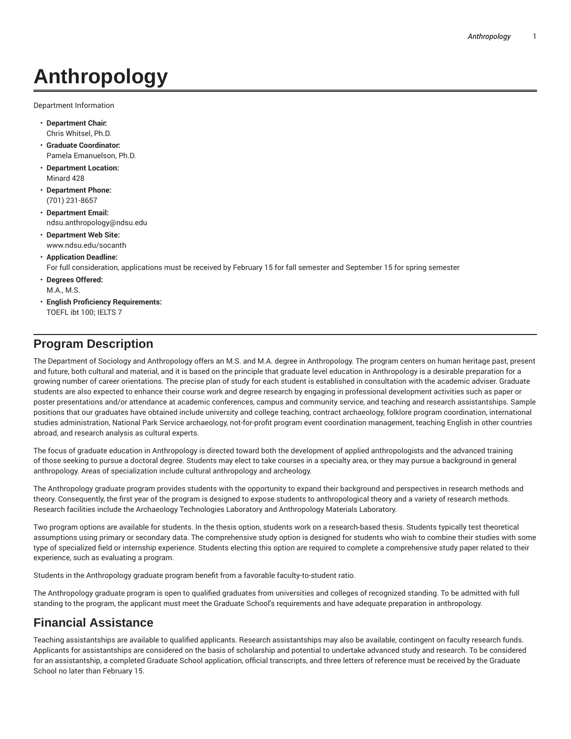# Anthropology

Department Information

- **Department Chair:**
  Chris Whitsel, Ph.D.
- **Graduate Coordinator:**
  Pamela Emanuelson, Ph.D.
- **Department Location:**
  Minard 428
- **Department Phone:**
  (701) 231-8657
- **Department Email:**
  ndsu.anthropology@ndsu.edu
- **Department Web Site:**
  www.ndsu.edu/socanth
- **Application Deadline:**
  For full consideration, applications must be received by February 15 for fall semester and September 15 for spring semester
- **Degrees Offered:**
  M.A., M.S.
- **English Proficiency Requirements:**
  TOEFL ibt 100; IELTS 7

## Program Description

The Department of Sociology and Anthropology offers an M.S. and M.A. degree in Anthropology. The program centers on human heritage past, present and future, both cultural and material, and it is based on the principle that graduate level education in Anthropology is a desirable preparation for a growing number of career orientations. The precise plan of study for each student is established in consultation with the academic adviser. Graduate students are also expected to enhance their course work and degree research by engaging in professional development activities such as paper or poster presentations and/or attendance at academic conferences, campus and community service, and teaching and research assistantships. Sample positions that our graduates have obtained include university and college teaching, contract archaeology, folklore program coordination, international studies administration, National Park Service archaeology, not-for-profit program event coordination management, teaching English in other countries abroad, and research analysis as cultural experts.

The focus of graduate education in Anthropology is directed toward both the development of applied anthropologists and the advanced training of those seeking to pursue a doctoral degree. Students may elect to take courses in a specialty area, or they may pursue a background in general anthropology. Areas of specialization include cultural anthropology and archeology.

The Anthropology graduate program provides students with the opportunity to expand their background and perspectives in research methods and theory. Consequently, the first year of the program is designed to expose students to anthropological theory and a variety of research methods. Research facilities include the Archaeology Technologies Laboratory and Anthropology Materials Laboratory.

Two program options are available for students. In the thesis option, students work on a research-based thesis. Students typically test theoretical assumptions using primary or secondary data. The comprehensive study option is designed for students who wish to combine their studies with some type of specialized field or internship experience. Students electing this option are required to complete a comprehensive study paper related to their experience, such as evaluating a program.

Students in the Anthropology graduate program benefit from a favorable faculty-to-student ratio.

The Anthropology graduate program is open to qualified graduates from universities and colleges of recognized standing. To be admitted with full standing to the program, the applicant must meet the Graduate School's requirements and have adequate preparation in anthropology.

## Financial Assistance

Teaching assistantships are available to qualified applicants. Research assistantships may also be available, contingent on faculty research funds. Applicants for assistantships are considered on the basis of scholarship and potential to undertake advanced study and research. To be considered for an assistantship, a completed Graduate School application, official transcripts, and three letters of reference must be received by the Graduate School no later than February 15.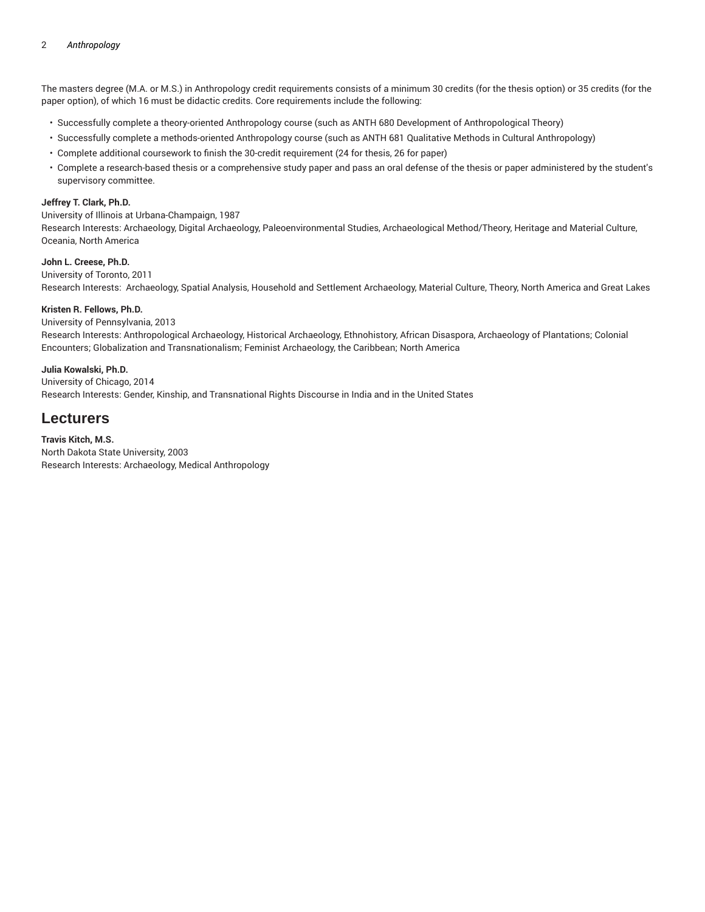The masters degree (M.A. or M.S.) in Anthropology credit requirements consists of a minimum 30 credits (for the thesis option) or 35 credits (for the paper option), of which 16 must be didactic credits. Core requirements include the following:

- Successfully complete a theory-oriented Anthropology course (such as ANTH 680 Development of Anthropological Theory)
- Successfully complete a methods-oriented Anthropology course (such as ANTH 681 Qualitative Methods in Cultural Anthropology)
- Complete additional coursework to finish the 30-credit requirement (24 for thesis, 26 for paper)
- Complete a research-based thesis or a comprehensive study paper and pass an oral defense of the thesis or paper administered by the student's supervisory committee.

**Jeffrey T. Clark, Ph.D.**
University of Illinois at Urbana-Champaign, 1987
Research Interests: Archaeology, Digital Archaeology, Paleoenvironmental Studies, Archaeological Method/Theory, Heritage and Material Culture, Oceania, North America

**John L. Creese, Ph.D.**
University of Toronto, 2011
Research Interests: Archaeology, Spatial Analysis, Household and Settlement Archaeology, Material Culture, Theory, North America and Great Lakes

**Kristen R. Fellows, Ph.D.**
University of Pennsylvania, 2013
Research Interests: Anthropological Archaeology, Historical Archaeology, Ethnohistory, African Disaspora, Archaeology of Plantations; Colonial Encounters; Globalization and Transnationalism; Feminist Archaeology, the Caribbean; North America

**Julia Kowalski, Ph.D.**
University of Chicago, 2014
Research Interests: Gender, Kinship, and Transnational Rights Discourse in India and in the United States

## Lecturers

**Travis Kitch, M.S.**
North Dakota State University, 2003
Research Interests: Archaeology, Medical Anthropology